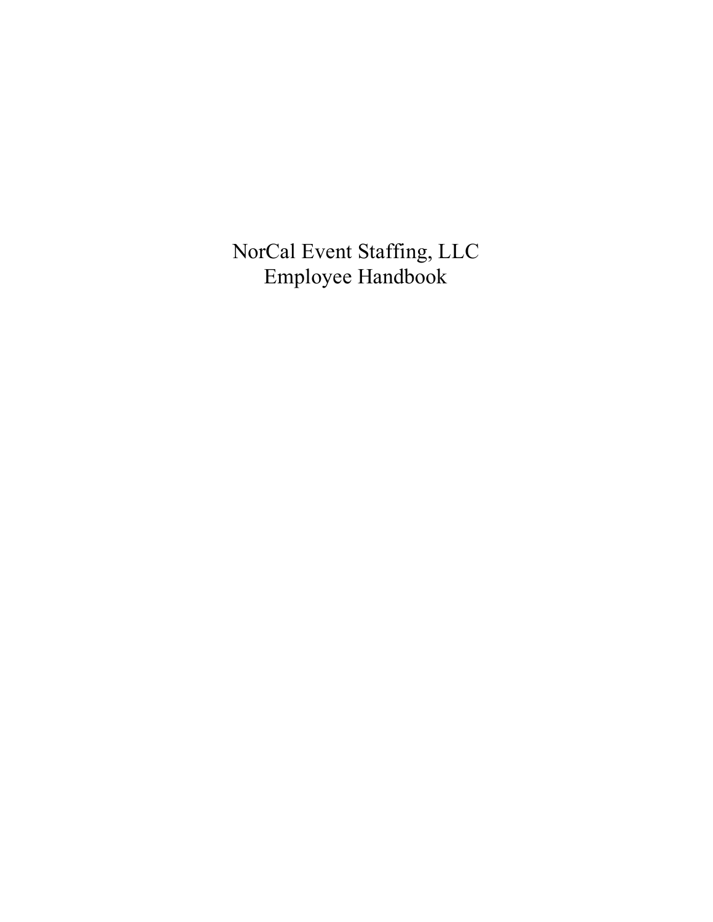# NorCal Event Staffing, LLC
# Employee Handbook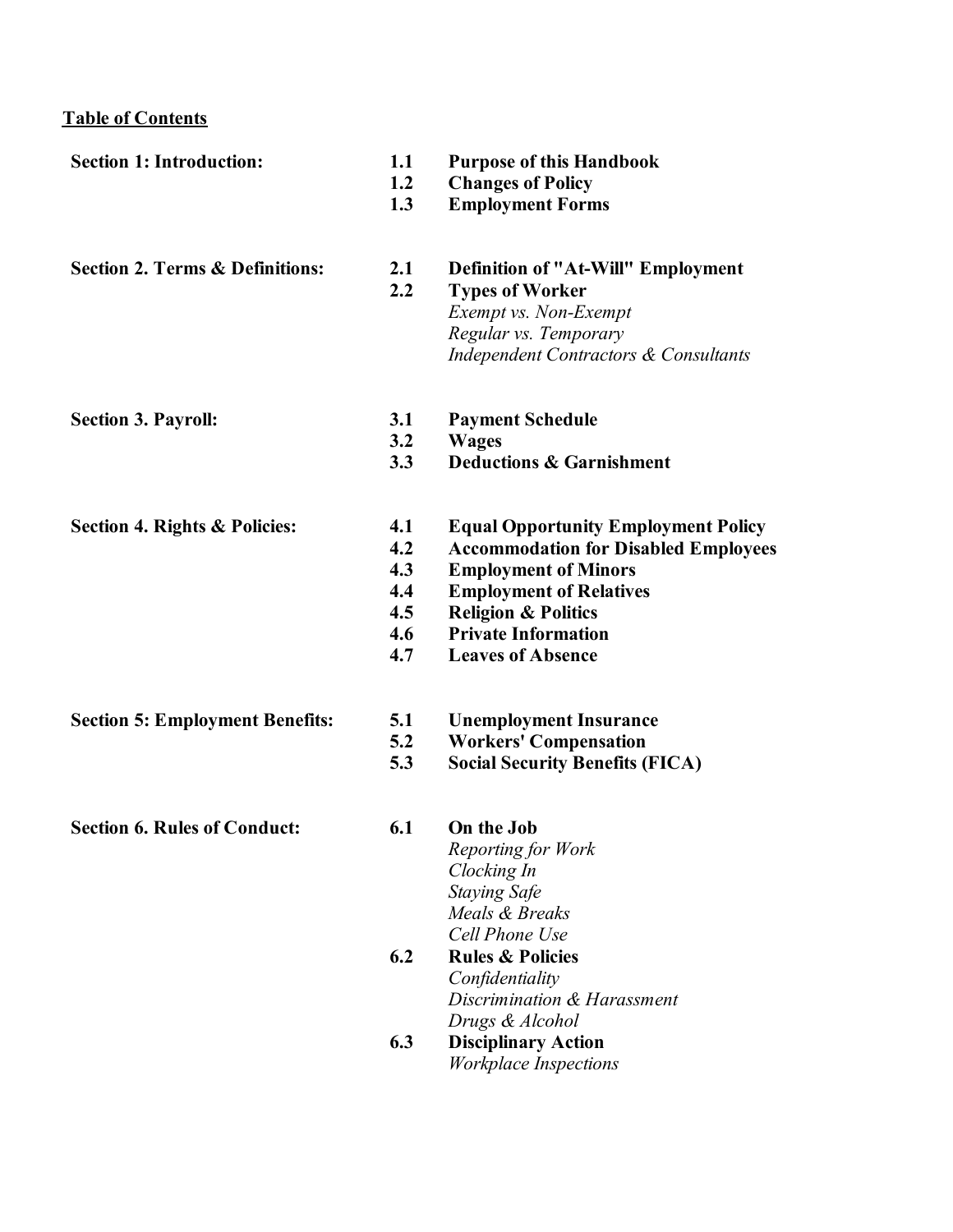**Table of Contents**

**Section 1: Introduction:**

- **1.1 Purpose of this Handbook**
- **1.2 Changes of Policy**
- **1.3 Employment Forms**

**Section 2. Terms & Definitions:**

- **2.1 Definition of "At-Will" Employment**
- **2.2 Types of Worker**
  - *Exempt vs. Non-Exempt*
  - *Regular vs. Temporary*
  - *Independent Contractors & Consultants*

**Section 3. Payroll:**

- **3.1 Payment Schedule**
- **3.2 Wages**
- **3.3 Deductions & Garnishment**

**Section 4. Rights & Policies:**

- **4.1 Equal Opportunity Employment Policy**
- **4.2 Accommodation for Disabled Employees**
- **4.3 Employment of Minors**
- **4.4 Employment of Relatives**
- **4.5 Religion & Politics**
- **4.6 Private Information**
- **4.7 Leaves of Absence**

**Section 5: Employment Benefits:**

- **5.1 Unemployment Insurance**
- **5.2 Workers' Compensation**
- **5.3 Social Security Benefits (FICA)**

**Section 6. Rules of Conduct:**

- **6.1 On the Job**
  - *Reporting for Work*
  - *Clocking In*
  - *Staying Safe*
  - *Meals & Breaks*
  - *Cell Phone Use*
- **6.2 Rules & Policies**
  - *Confidentiality*
  - *Discrimination & Harassment*
  - *Drugs & Alcohol*
- **6.3 Disciplinary Action**
  - *Workplace Inspections*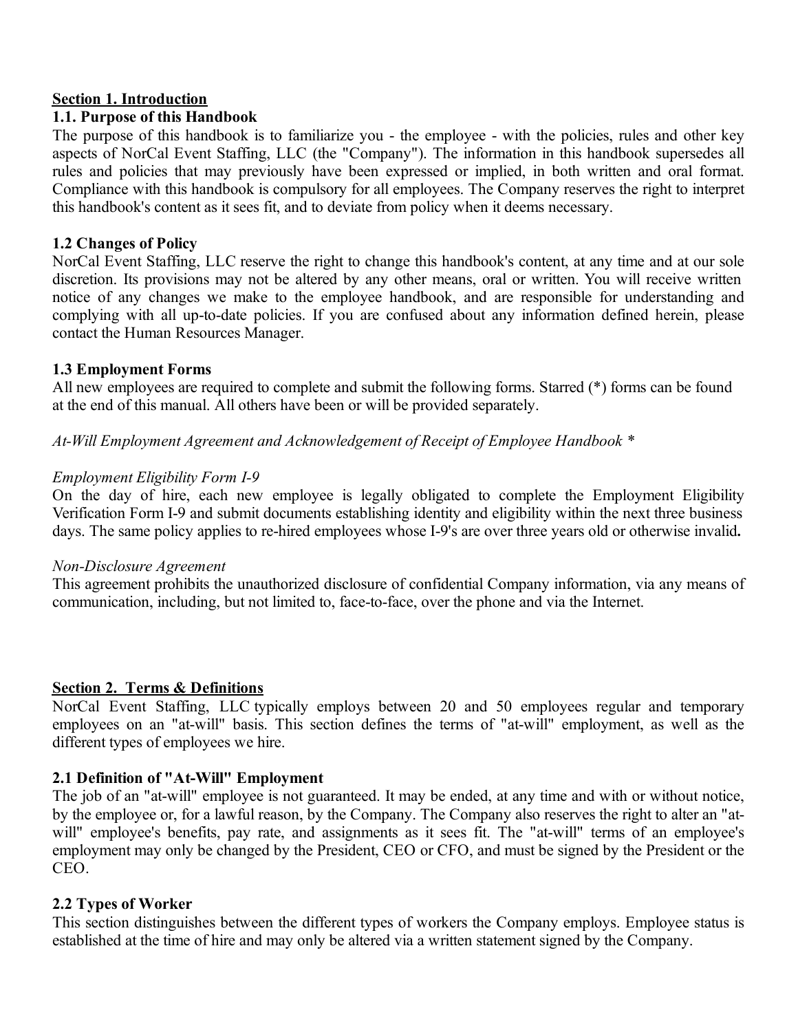## Section 1. Introduction

### 1.1. Purpose of this Handbook

The purpose of this handbook is to familiarize you - the employee - with the policies, rules and other key aspects of NorCal Event Staffing, LLC (the "Company"). The information in this handbook supersedes all rules and policies that may previously have been expressed or implied, in both written and oral format. Compliance with this handbook is compulsory for all employees. The Company reserves the right to interpret this handbook's content as it sees fit, and to deviate from policy when it deems necessary.

### 1.2 Changes of Policy

NorCal Event Staffing, LLC reserve the right to change this handbook's content, at any time and at our sole discretion. Its provisions may not be altered by any other means, oral or written. You will receive written notice of any changes we make to the employee handbook, and are responsible for understanding and complying with all up-to-date policies. If you are confused about any information defined herein, please contact the Human Resources Manager.

### 1.3 Employment Forms

All new employees are required to complete and submit the following forms. Starred (*) forms can be found at the end of this manual. All others have been or will be provided separately.

*At-Will Employment Agreement and Acknowledgement of Receipt of Employee Handbook **

*Employment Eligibility Form I-9*

On the day of hire, each new employee is legally obligated to complete the Employment Eligibility Verification Form I-9 and submit documents establishing identity and eligibility within the next three business days. The same policy applies to re-hired employees whose I-9's are over three years old or otherwise invalid.

*Non-Disclosure Agreement*

This agreement prohibits the unauthorized disclosure of confidential Company information, via any means of communication, including, but not limited to, face-to-face, over the phone and via the Internet.

## Section 2. Terms & Definitions

NorCal Event Staffing, LLC typically employs between 20 and 50 employees regular and temporary employees on an "at-will" basis. This section defines the terms of "at-will" employment, as well as the different types of employees we hire.

### 2.1 Definition of "At-Will" Employment

The job of an "at-will" employee is not guaranteed. It may be ended, at any time and with or without notice, by the employee or, for a lawful reason, by the Company. The Company also reserves the right to alter an "at-will" employee's benefits, pay rate, and assignments as it sees fit. The "at-will" terms of an employee's employment may only be changed by the President, CEO or CFO, and must be signed by the President or the CEO.

### 2.2 Types of Worker

This section distinguishes between the different types of workers the Company employs. Employee status is established at the time of hire and may only be altered via a written statement signed by the Company.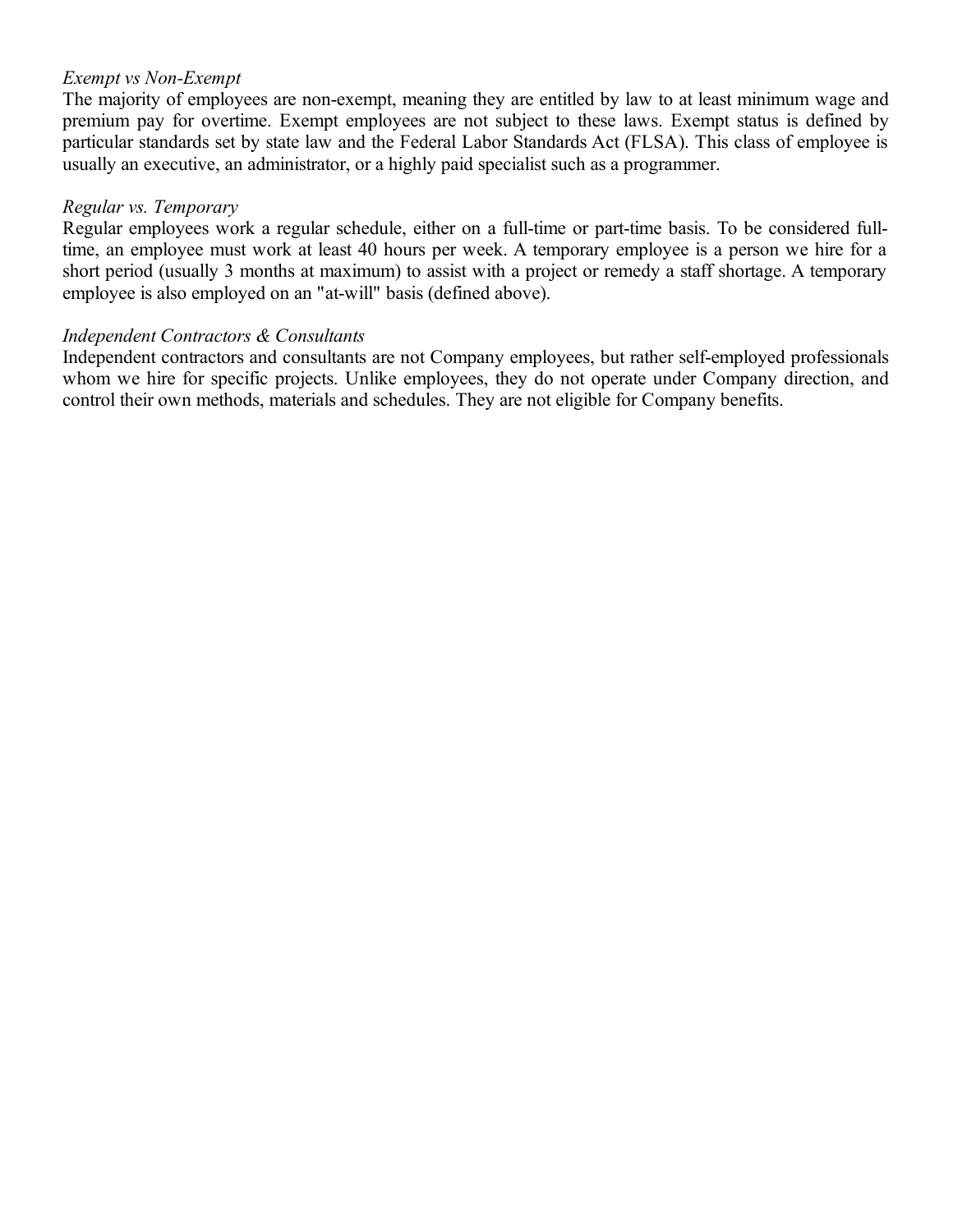*Exempt vs Non-Exempt*

The majority of employees are non-exempt, meaning they are entitled by law to at least minimum wage and premium pay for overtime. Exempt employees are not subject to these laws. Exempt status is defined by particular standards set by state law and the Federal Labor Standards Act (FLSA). This class of employee is usually an executive, an administrator, or a highly paid specialist such as a programmer.

*Regular vs. Temporary*

Regular employees work a regular schedule, either on a full-time or part-time basis. To be considered full-time, an employee must work at least 40 hours per week. A temporary employee is a person we hire for a short period (usually 3 months at maximum) to assist with a project or remedy a staff shortage. A temporary employee is also employed on an "at-will" basis (defined above).

*Independent Contractors & Consultants*

Independent contractors and consultants are not Company employees, but rather self-employed professionals whom we hire for specific projects. Unlike employees, they do not operate under Company direction, and control their own methods, materials and schedules. They are not eligible for Company benefits.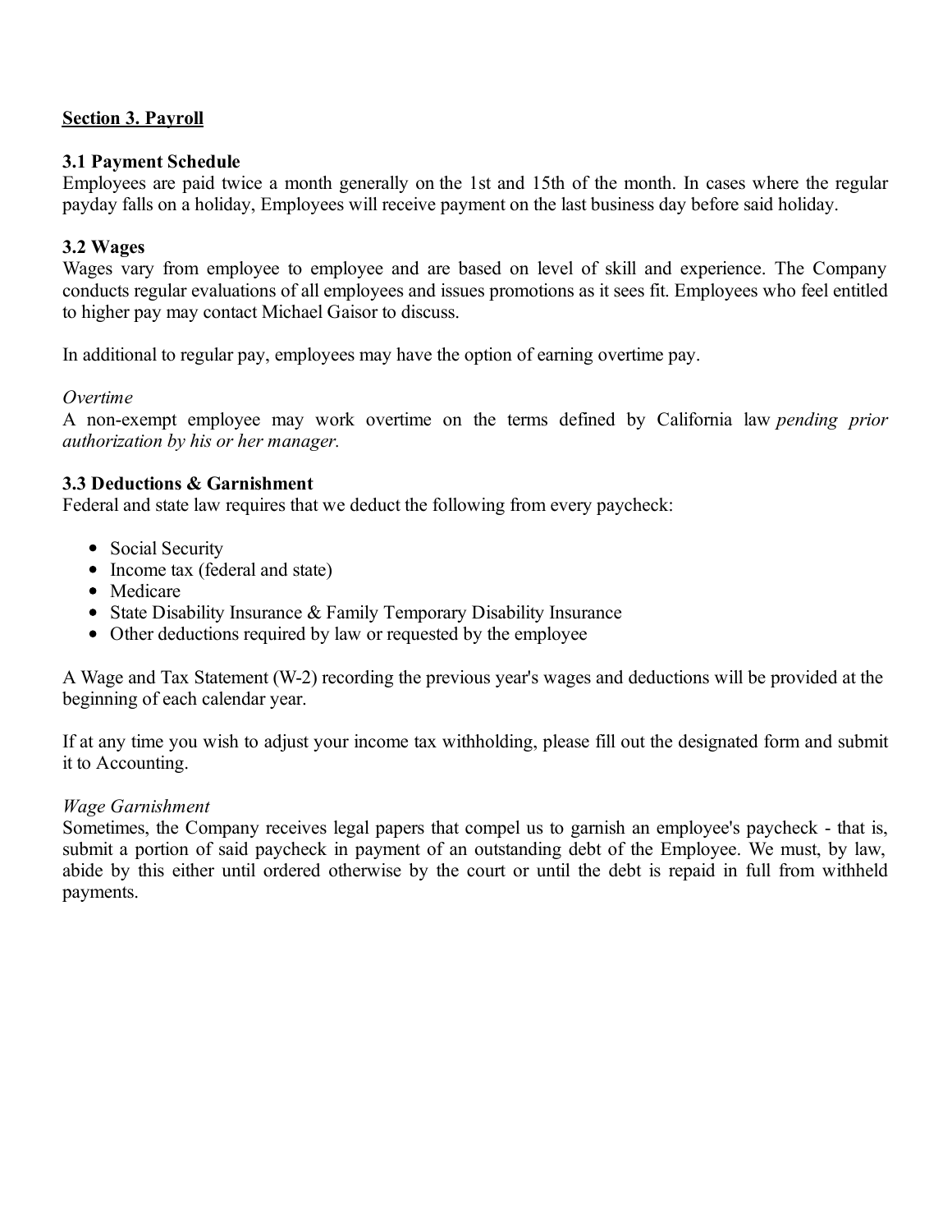## Section 3. Payroll

### 3.1 Payment Schedule

Employees are paid twice a month generally on the 1st and 15th of the month. In cases where the regular payday falls on a holiday, Employees will receive payment on the last business day before said holiday.

### 3.2 Wages

Wages vary from employee to employee and are based on level of skill and experience. The Company conducts regular evaluations of all employees and issues promotions as it sees fit. Employees who feel entitled to higher pay may contact Michael Gaisor to discuss.

In additional to regular pay, employees may have the option of earning overtime pay.

*Overtime*

A non-exempt employee may work overtime on the terms defined by California law *pending prior authorization by his or her manager.*

### 3.3 Deductions & Garnishment

Federal and state law requires that we deduct the following from every paycheck:

- Social Security
- Income tax (federal and state)
- Medicare
- State Disability Insurance & Family Temporary Disability Insurance
- Other deductions required by law or requested by the employee

A Wage and Tax Statement (W-2) recording the previous year's wages and deductions will be provided at the beginning of each calendar year.

If at any time you wish to adjust your income tax withholding, please fill out the designated form and submit it to Accounting.

*Wage Garnishment*

Sometimes, the Company receives legal papers that compel us to garnish an employee's paycheck - that is, submit a portion of said paycheck in payment of an outstanding debt of the Employee. We must, by law, abide by this either until ordered otherwise by the court or until the debt is repaid in full from withheld payments.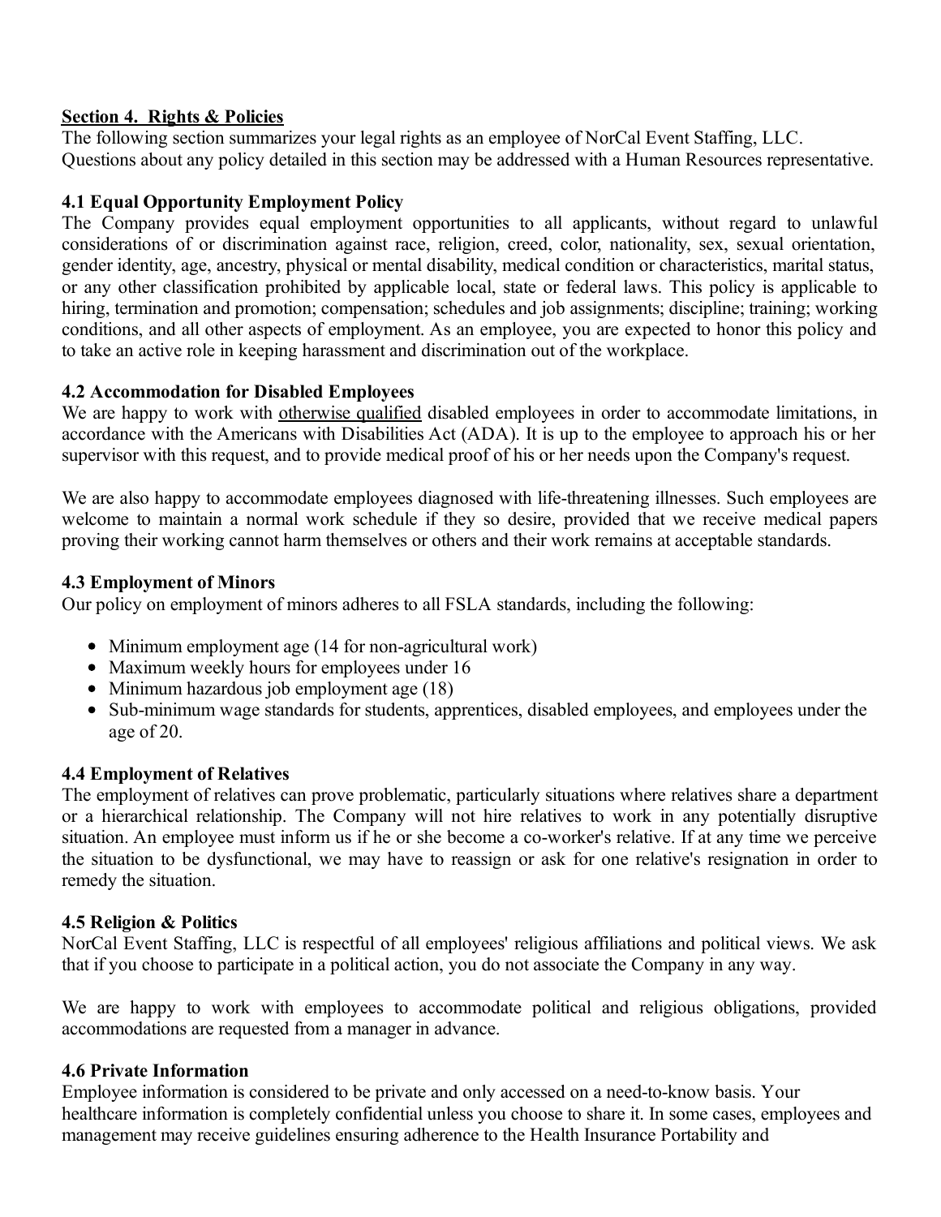## Section 4. Rights & Policies

The following section summarizes your legal rights as an employee of NorCal Event Staffing, LLC. Questions about any policy detailed in this section may be addressed with a Human Resources representative.

### 4.1 Equal Opportunity Employment Policy

The Company provides equal employment opportunities to all applicants, without regard to unlawful considerations of or discrimination against race, religion, creed, color, nationality, sex, sexual orientation, gender identity, age, ancestry, physical or mental disability, medical condition or characteristics, marital status, or any other classification prohibited by applicable local, state or federal laws. This policy is applicable to hiring, termination and promotion; compensation; schedules and job assignments; discipline; training; working conditions, and all other aspects of employment. As an employee, you are expected to honor this policy and to take an active role in keeping harassment and discrimination out of the workplace.

### 4.2 Accommodation for Disabled Employees

We are happy to work with otherwise qualified disabled employees in order to accommodate limitations, in accordance with the Americans with Disabilities Act (ADA). It is up to the employee to approach his or her supervisor with this request, and to provide medical proof of his or her needs upon the Company's request.

We are also happy to accommodate employees diagnosed with life-threatening illnesses. Such employees are welcome to maintain a normal work schedule if they so desire, provided that we receive medical papers proving their working cannot harm themselves or others and their work remains at acceptable standards.

### 4.3 Employment of Minors

Our policy on employment of minors adheres to all FSLA standards, including the following:

- Minimum employment age (14 for non-agricultural work)
- Maximum weekly hours for employees under 16
- Minimum hazardous job employment age (18)
- Sub-minimum wage standards for students, apprentices, disabled employees, and employees under the age of 20.

### 4.4 Employment of Relatives

The employment of relatives can prove problematic, particularly situations where relatives share a department or a hierarchical relationship. The Company will not hire relatives to work in any potentially disruptive situation. An employee must inform us if he or she become a co-worker's relative. If at any time we perceive the situation to be dysfunctional, we may have to reassign or ask for one relative's resignation in order to remedy the situation.

### 4.5 Religion & Politics

NorCal Event Staffing, LLC is respectful of all employees' religious affiliations and political views. We ask that if you choose to participate in a political action, you do not associate the Company in any way.

We are happy to work with employees to accommodate political and religious obligations, provided accommodations are requested from a manager in advance.

### 4.6 Private Information

Employee information is considered to be private and only accessed on a need-to-know basis. Your healthcare information is completely confidential unless you choose to share it. In some cases, employees and management may receive guidelines ensuring adherence to the Health Insurance Portability and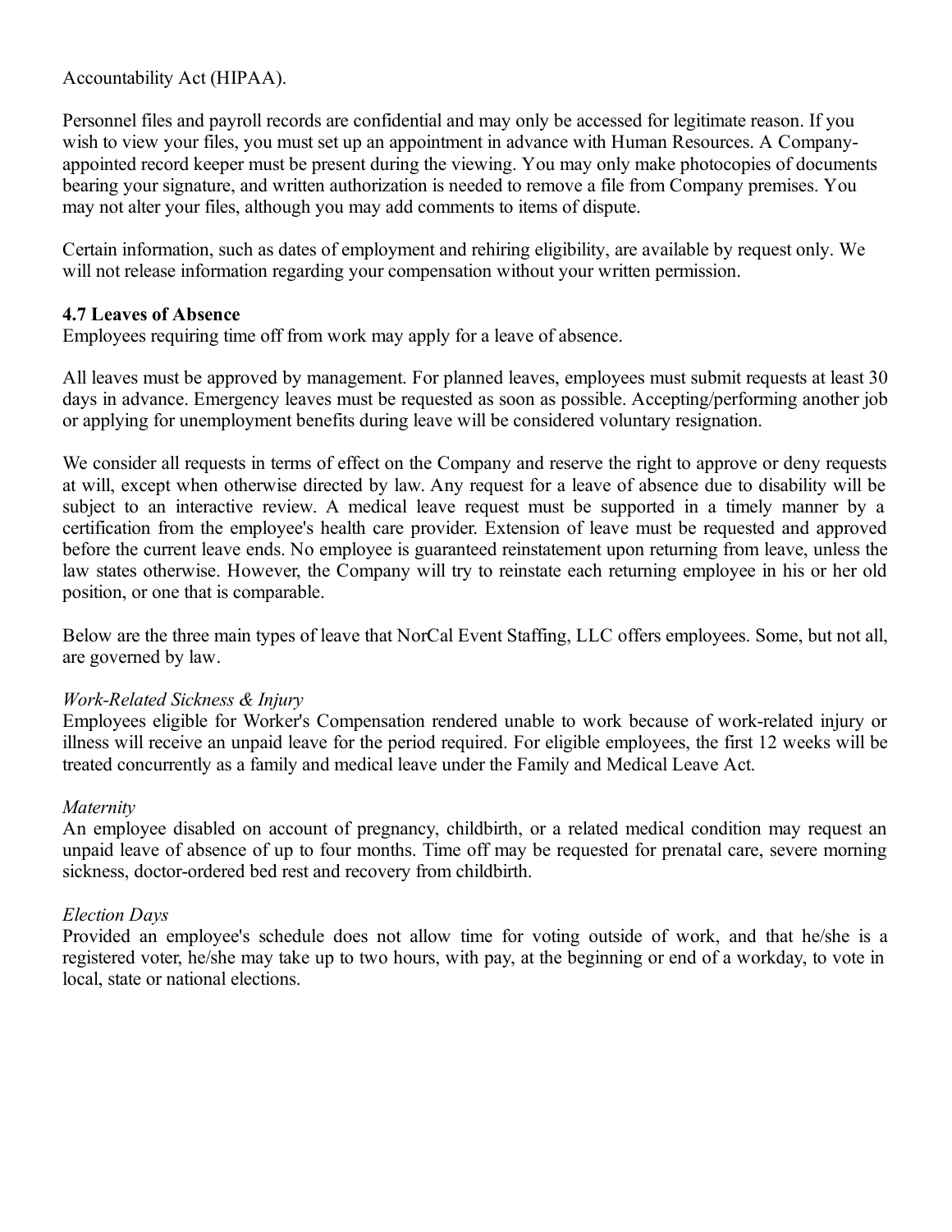Accountability Act (HIPAA).

Personnel files and payroll records are confidential and may only be accessed for legitimate reason. If you wish to view your files, you must set up an appointment in advance with Human Resources. A Company-appointed record keeper must be present during the viewing. You may only make photocopies of documents bearing your signature, and written authorization is needed to remove a file from Company premises. You may not alter your files, although you may add comments to items of dispute.

Certain information, such as dates of employment and rehiring eligibility, are available by request only. We will not release information regarding your compensation without your written permission.

**4.7 Leaves of Absence**

Employees requiring time off from work may apply for a leave of absence.

All leaves must be approved by management. For planned leaves, employees must submit requests at least 30 days in advance. Emergency leaves must be requested as soon as possible. Accepting/performing another job or applying for unemployment benefits during leave will be considered voluntary resignation.

We consider all requests in terms of effect on the Company and reserve the right to approve or deny requests at will, except when otherwise directed by law. Any request for a leave of absence due to disability will be subject to an interactive review. A medical leave request must be supported in a timely manner by a certification from the employee's health care provider. Extension of leave must be requested and approved before the current leave ends. No employee is guaranteed reinstatement upon returning from leave, unless the law states otherwise. However, the Company will try to reinstate each returning employee in his or her old position, or one that is comparable.

Below are the three main types of leave that NorCal Event Staffing, LLC offers employees. Some, but not all, are governed by law.

*Work-Related Sickness & Injury*

Employees eligible for Worker's Compensation rendered unable to work because of work-related injury or illness will receive an unpaid leave for the period required. For eligible employees, the first 12 weeks will be treated concurrently as a family and medical leave under the Family and Medical Leave Act.

*Maternity*

An employee disabled on account of pregnancy, childbirth, or a related medical condition may request an unpaid leave of absence of up to four months. Time off may be requested for prenatal care, severe morning sickness, doctor-ordered bed rest and recovery from childbirth.

*Election Days*

Provided an employee's schedule does not allow time for voting outside of work, and that he/she is a registered voter, he/she may take up to two hours, with pay, at the beginning or end of a workday, to vote in local, state or national elections.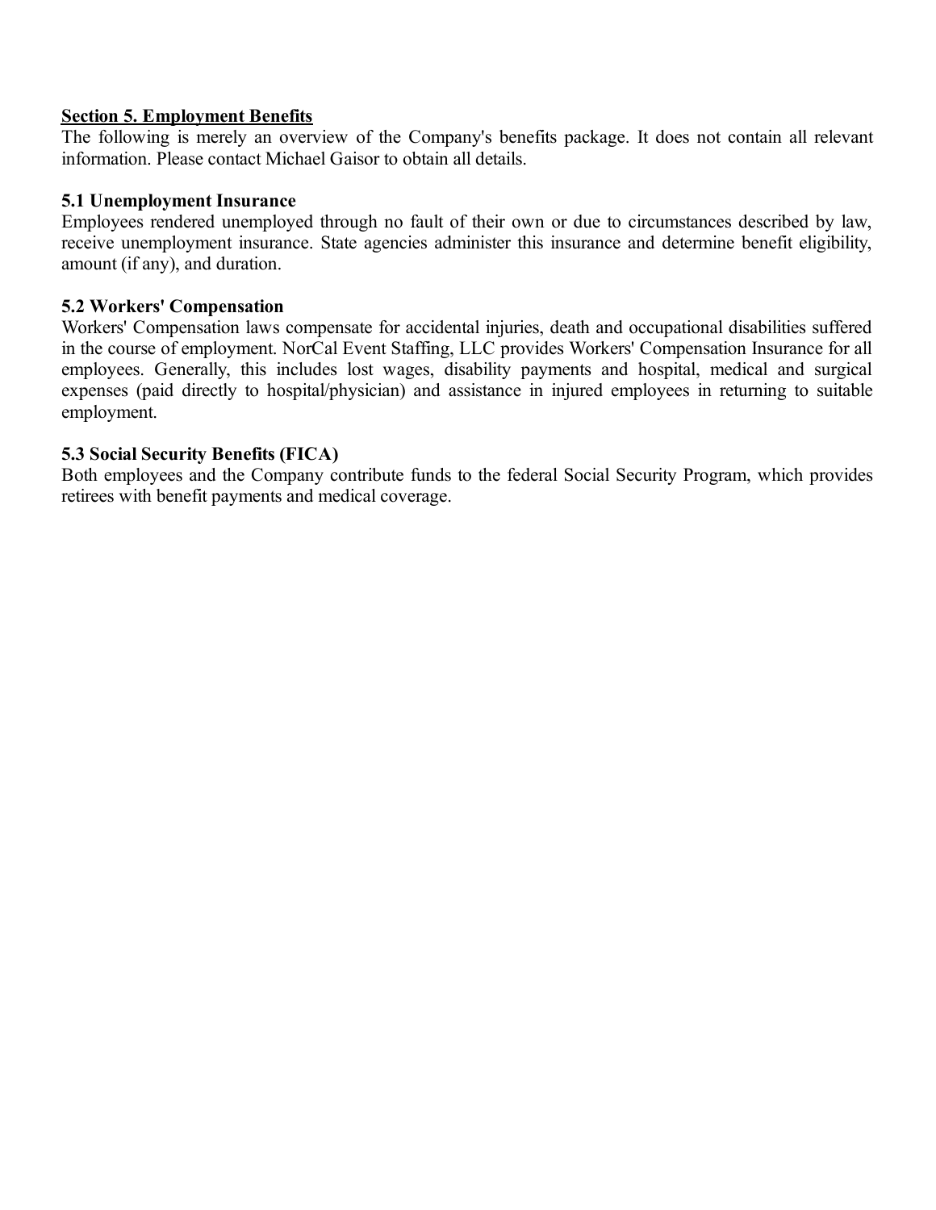## Section 5. Employment Benefits

The following is merely an overview of the Company's benefits package. It does not contain all relevant information. Please contact Michael Gaisor to obtain all details.

### 5.1 Unemployment Insurance

Employees rendered unemployed through no fault of their own or due to circumstances described by law, receive unemployment insurance. State agencies administer this insurance and determine benefit eligibility, amount (if any), and duration.

### 5.2 Workers' Compensation

Workers' Compensation laws compensate for accidental injuries, death and occupational disabilities suffered in the course of employment. NorCal Event Staffing, LLC provides Workers' Compensation Insurance for all employees. Generally, this includes lost wages, disability payments and hospital, medical and surgical expenses (paid directly to hospital/physician) and assistance in injured employees in returning to suitable employment.

### 5.3 Social Security Benefits (FICA)

Both employees and the Company contribute funds to the federal Social Security Program, which provides retirees with benefit payments and medical coverage.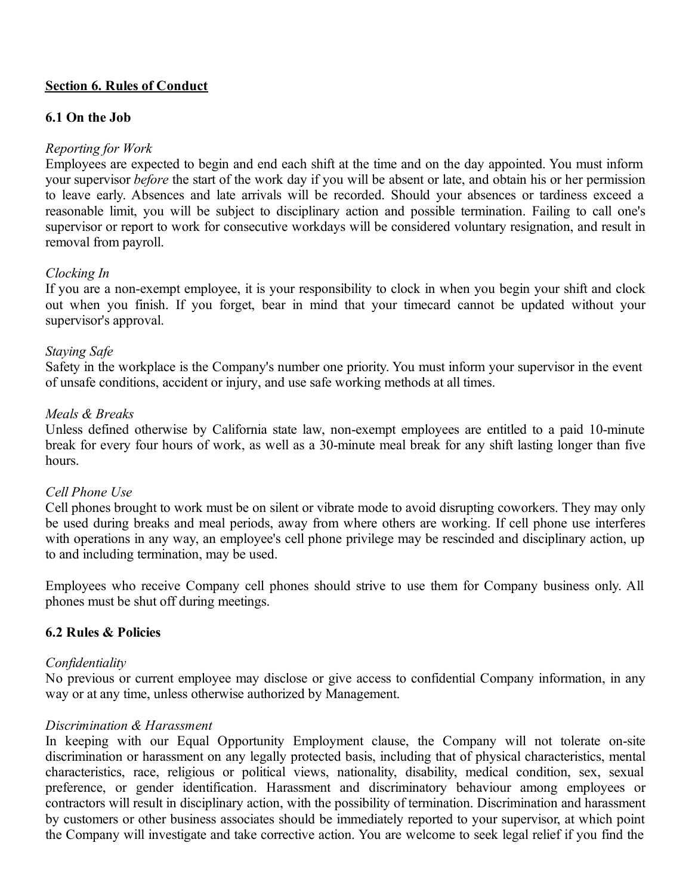## Section 6. Rules of Conduct

### 6.1 On the Job

*Reporting for Work*
Employees are expected to begin and end each shift at the time and on the day appointed. You must inform your supervisor *before* the start of the work day if you will be absent or late, and obtain his or her permission to leave early. Absences and late arrivals will be recorded. Should your absences or tardiness exceed a reasonable limit, you will be subject to disciplinary action and possible termination. Failing to call one's supervisor or report to work for consecutive workdays will be considered voluntary resignation, and result in removal from payroll.

*Clocking In*
If you are a non-exempt employee, it is your responsibility to clock in when you begin your shift and clock out when you finish. If you forget, bear in mind that your timecard cannot be updated without your supervisor's approval.

*Staying Safe*
Safety in the workplace is the Company's number one priority. You must inform your supervisor in the event of unsafe conditions, accident or injury, and use safe working methods at all times.

*Meals & Breaks*
Unless defined otherwise by California state law, non-exempt employees are entitled to a paid 10-minute break for every four hours of work, as well as a 30-minute meal break for any shift lasting longer than five hours.

*Cell Phone Use*
Cell phones brought to work must be on silent or vibrate mode to avoid disrupting coworkers. They may only be used during breaks and meal periods, away from where others are working. If cell phone use interferes with operations in any way, an employee's cell phone privilege may be rescinded and disciplinary action, up to and including termination, may be used.

Employees who receive Company cell phones should strive to use them for Company business only. All phones must be shut off during meetings.

### 6.2 Rules & Policies

*Confidentiality*
No previous or current employee may disclose or give access to confidential Company information, in any way or at any time, unless otherwise authorized by Management.

*Discrimination & Harassment*
In keeping with our Equal Opportunity Employment clause, the Company will not tolerate on-site discrimination or harassment on any legally protected basis, including that of physical characteristics, mental characteristics, race, religious or political views, nationality, disability, medical condition, sex, sexual preference, or gender identification. Harassment and discriminatory behaviour among employees or contractors will result in disciplinary action, with the possibility of termination. Discrimination and harassment by customers or other business associates should be immediately reported to your supervisor, at which point the Company will investigate and take corrective action. You are welcome to seek legal relief if you find the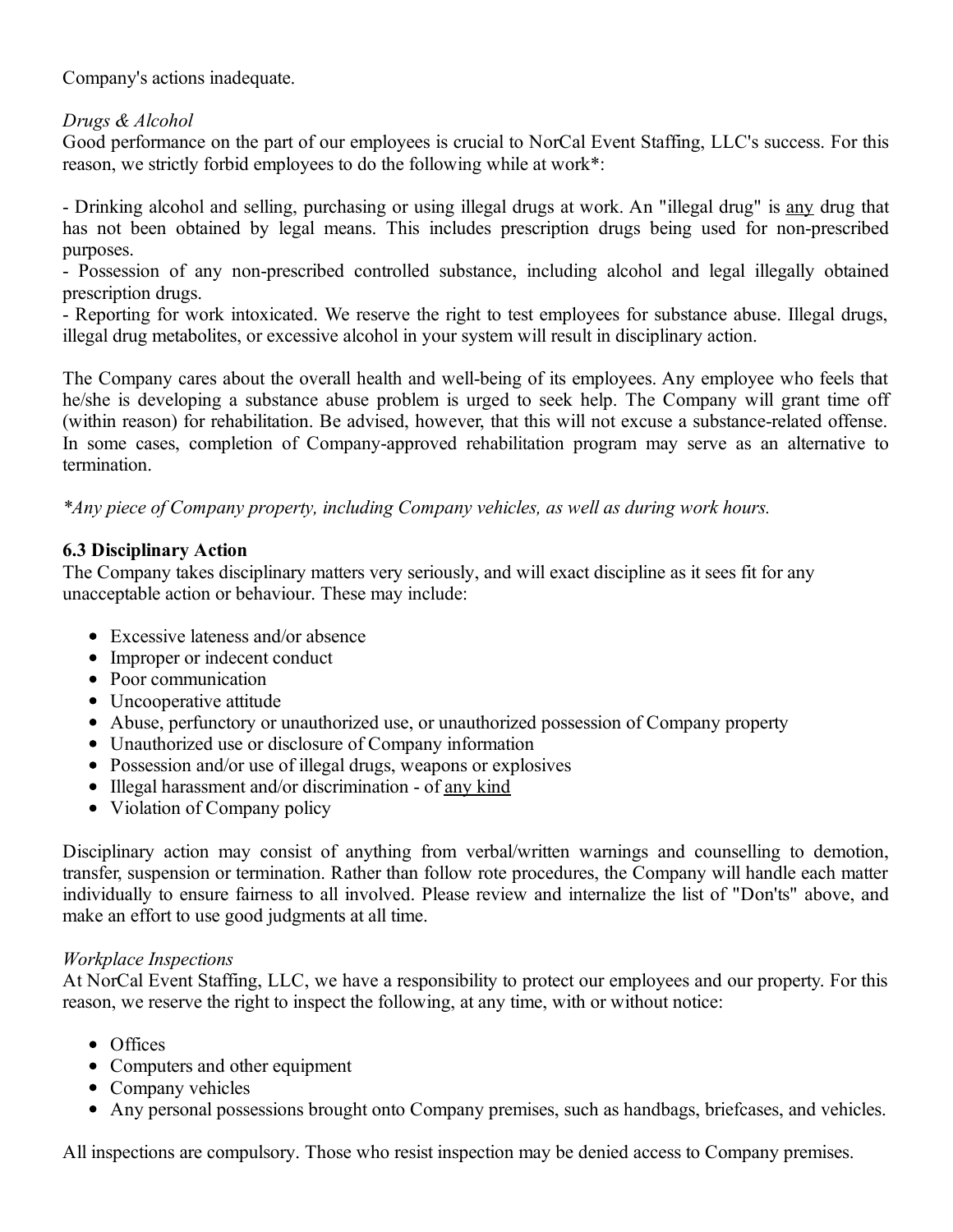Company's actions inadequate.

*Drugs & Alcohol*
Good performance on the part of our employees is crucial to NorCal Event Staffing, LLC's success. For this reason, we strictly forbid employees to do the following while at work*:

- Drinking alcohol and selling, purchasing or using illegal drugs at work. An "illegal drug" is <u>any</u> drug that has not been obtained by legal means. This includes prescription drugs being used for non-prescribed purposes.
- Possession of any non-prescribed controlled substance, including alcohol and legal illegally obtained prescription drugs.
- Reporting for work intoxicated. We reserve the right to test employees for substance abuse. Illegal drugs, illegal drug metabolites, or excessive alcohol in your system will result in disciplinary action.

The Company cares about the overall health and well-being of its employees. Any employee who feels that he/she is developing a substance abuse problem is urged to seek help. The Company will grant time off (within reason) for rehabilitation. Be advised, however, that this will not excuse a substance-related offense. In some cases, completion of Company-approved rehabilitation program may serve as an alternative to termination.

*\*Any piece of Company property, including Company vehicles, as well as during work hours.*

**6.3 Disciplinary Action**
The Company takes disciplinary matters very seriously, and will exact discipline as it sees fit for any unacceptable action or behaviour. These may include:

- Excessive lateness and/or absence
- Improper or indecent conduct
- Poor communication
- Uncooperative attitude
- Abuse, perfunctory or unauthorized use, or unauthorized possession of Company property
- Unauthorized use or disclosure of Company information
- Possession and/or use of illegal drugs, weapons or explosives
- Illegal harassment and/or discrimination - of <u>any kind</u>
- Violation of Company policy

Disciplinary action may consist of anything from verbal/written warnings and counselling to demotion, transfer, suspension or termination. Rather than follow rote procedures, the Company will handle each matter individually to ensure fairness to all involved. Please review and internalize the list of "Don'ts" above, and make an effort to use good judgments at all time.

*Workplace Inspections*
At NorCal Event Staffing, LLC, we have a responsibility to protect our employees and our property. For this reason, we reserve the right to inspect the following, at any time, with or without notice:

- Offices
- Computers and other equipment
- Company vehicles
- Any personal possessions brought onto Company premises, such as handbags, briefcases, and vehicles.

All inspections are compulsory. Those who resist inspection may be denied access to Company premises.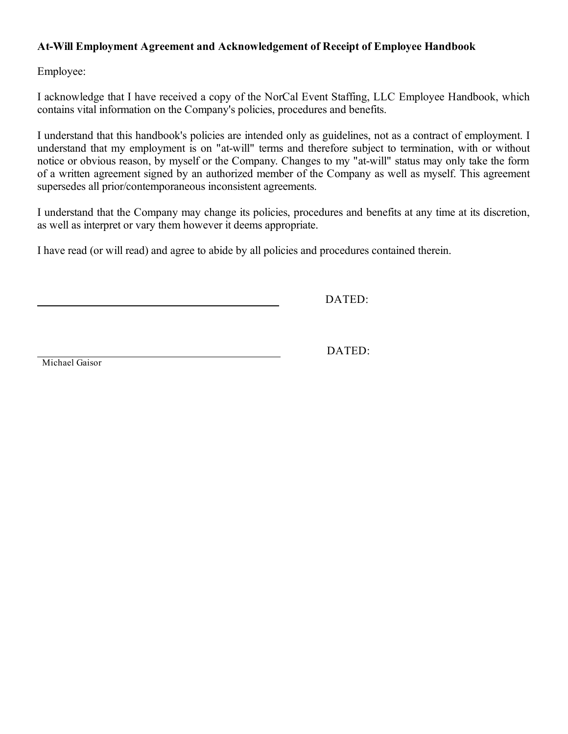**At-Will Employment Agreement and Acknowledgement of Receipt of Employee Handbook**

Employee:

I acknowledge that I have received a copy of the NorCal Event Staffing, LLC Employee Handbook, which contains vital information on the Company's policies, procedures and benefits.

I understand that this handbook's policies are intended only as guidelines, not as a contract of employment. I understand that my employment is on "at-will" terms and therefore subject to termination, with or without notice or obvious reason, by myself or the Company. Changes to my "at-will" status may only take the form of a written agreement signed by an authorized member of the Company as well as myself. This agreement supersedes all prior/contemporaneous inconsistent agreements.

I understand that the Company may change its policies, procedures and benefits at any time at its discretion, as well as interpret or vary them however it deems appropriate.

I have read (or will read) and agree to abide by all policies and procedures contained therein.

\_\_\_\_\_\_\_\_\_\_\_\_\_\_\_\_\_\_\_\_\_\_\_\_\_\_\_\_\_\_\_\_\_\_\_\_\_\_ DATED:

\_\_\_\_\_\_\_\_\_\_\_\_\_\_\_\_\_\_\_\_\_\_\_\_\_\_\_\_\_\_\_\_\_\_\_\_\_\_ DATED:

Michael Gaisor